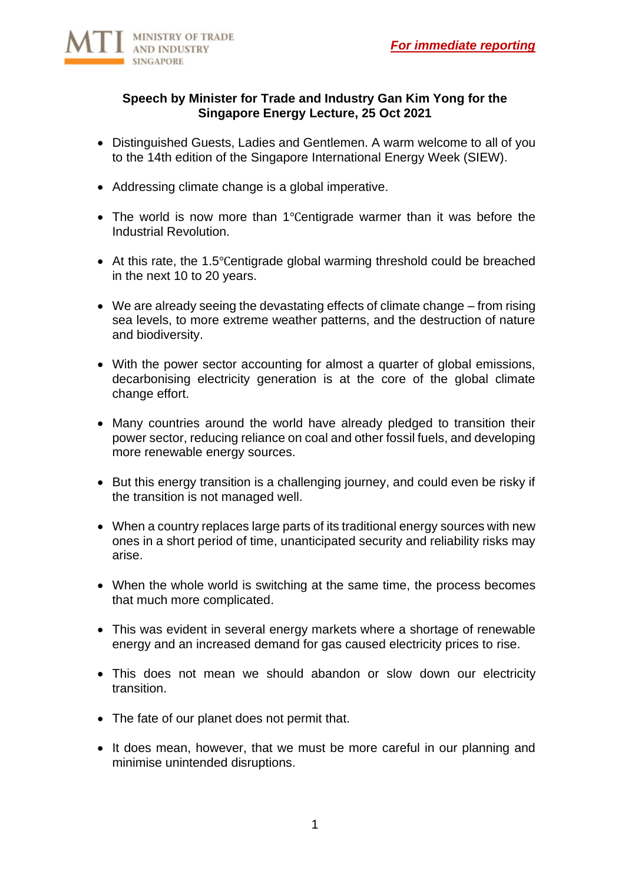MINISTRY OF TRADE AND INDUSTRY SINGAPORE

***For immediate reporting***

**Speech by Minister for Trade and Industry Gan Kim Yong for the Singapore Energy Lecture, 25 Oct 2021**

- Distinguished Guests, Ladies and Gentlemen. A warm welcome to all of you to the 14th edition of the Singapore International Energy Week (SIEW).

- Addressing climate change is a global imperative.

- The world is now more than 1℃entigrade warmer than it was before the Industrial Revolution.

- At this rate, the 1.5℃entigrade global warming threshold could be breached in the next 10 to 20 years.

- We are already seeing the devastating effects of climate change – from rising sea levels, to more extreme weather patterns, and the destruction of nature and biodiversity.

- With the power sector accounting for almost a quarter of global emissions, decarbonising electricity generation is at the core of the global climate change effort.

- Many countries around the world have already pledged to transition their power sector, reducing reliance on coal and other fossil fuels, and developing more renewable energy sources.

- But this energy transition is a challenging journey, and could even be risky if the transition is not managed well.

- When a country replaces large parts of its traditional energy sources with new ones in a short period of time, unanticipated security and reliability risks may arise.

- When the whole world is switching at the same time, the process becomes that much more complicated.

- This was evident in several energy markets where a shortage of renewable energy and an increased demand for gas caused electricity prices to rise.

- This does not mean we should abandon or slow down our electricity transition.

- The fate of our planet does not permit that.

- It does mean, however, that we must be more careful in our planning and minimise unintended disruptions.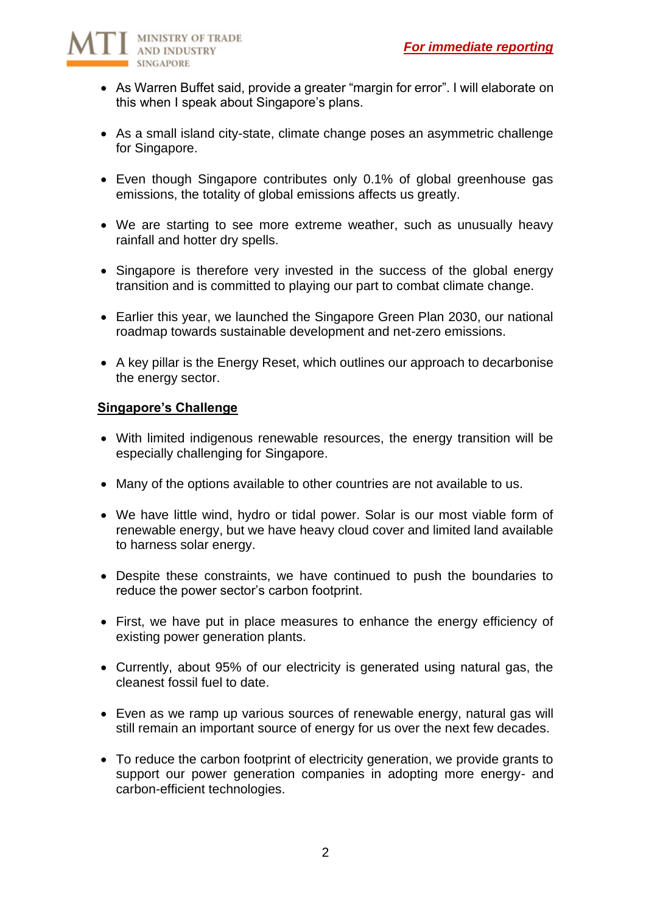- As Warren Buffet said, provide a greater "margin for error". I will elaborate on this when I speak about Singapore's plans.

- As a small island city-state, climate change poses an asymmetric challenge for Singapore.

- Even though Singapore contributes only 0.1% of global greenhouse gas emissions, the totality of global emissions affects us greatly.

- We are starting to see more extreme weather, such as unusually heavy rainfall and hotter dry spells.

- Singapore is therefore very invested in the success of the global energy transition and is committed to playing our part to combat climate change.

- Earlier this year, we launched the Singapore Green Plan 2030, our national roadmap towards sustainable development and net-zero emissions.

- A key pillar is the Energy Reset, which outlines our approach to decarbonise the energy sector.

**Singapore's Challenge**

- With limited indigenous renewable resources, the energy transition will be especially challenging for Singapore.

- Many of the options available to other countries are not available to us.

- We have little wind, hydro or tidal power. Solar is our most viable form of renewable energy, but we have heavy cloud cover and limited land available to harness solar energy.

- Despite these constraints, we have continued to push the boundaries to reduce the power sector's carbon footprint.

- First, we have put in place measures to enhance the energy efficiency of existing power generation plants.

- Currently, about 95% of our electricity is generated using natural gas, the cleanest fossil fuel to date.

- Even as we ramp up various sources of renewable energy, natural gas will still remain an important source of energy for us over the next few decades.

- To reduce the carbon footprint of electricity generation, we provide grants to support our power generation companies in adopting more energy- and carbon-efficient technologies.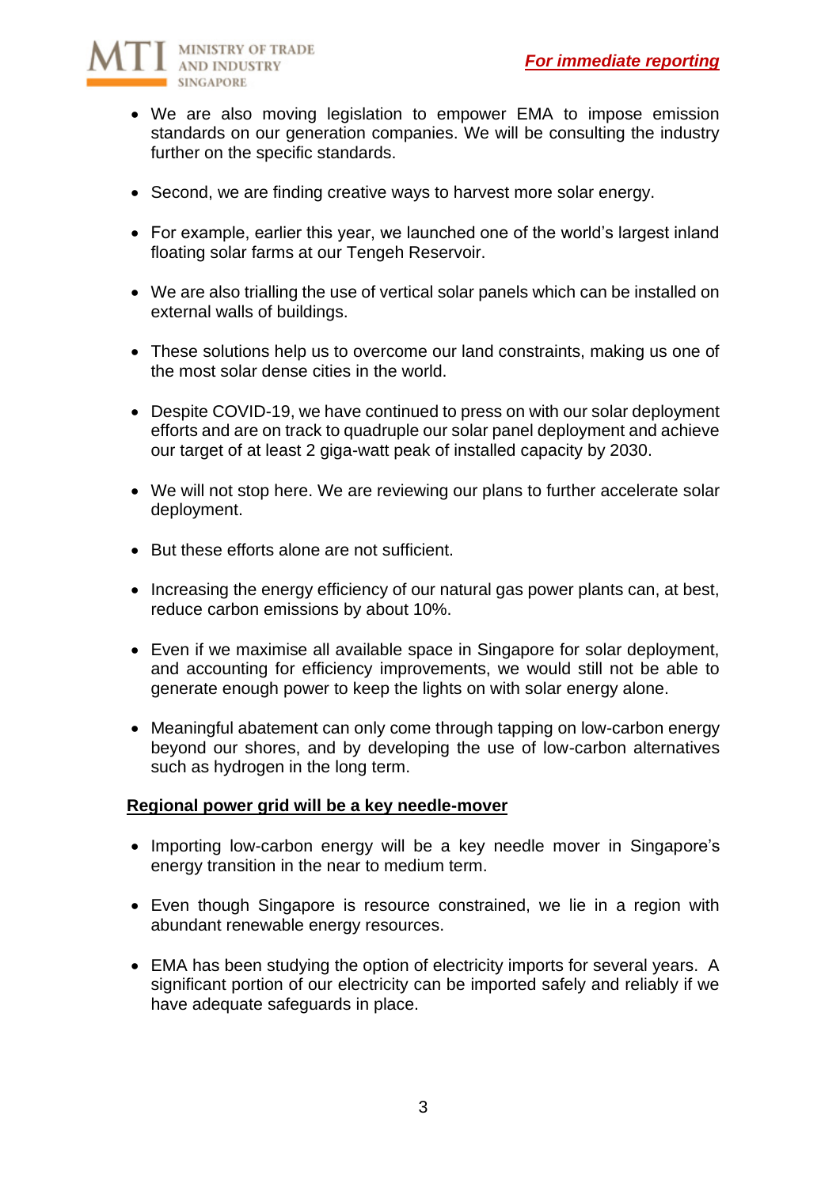- We are also moving legislation to empower EMA to impose emission standards on our generation companies. We will be consulting the industry further on the specific standards.
- Second, we are finding creative ways to harvest more solar energy.
- For example, earlier this year, we launched one of the world's largest inland floating solar farms at our Tengeh Reservoir.
- We are also trialling the use of vertical solar panels which can be installed on external walls of buildings.
- These solutions help us to overcome our land constraints, making us one of the most solar dense cities in the world.
- Despite COVID-19, we have continued to press on with our solar deployment efforts and are on track to quadruple our solar panel deployment and achieve our target of at least 2 giga-watt peak of installed capacity by 2030.
- We will not stop here. We are reviewing our plans to further accelerate solar deployment.
- But these efforts alone are not sufficient.
- Increasing the energy efficiency of our natural gas power plants can, at best, reduce carbon emissions by about 10%.
- Even if we maximise all available space in Singapore for solar deployment, and accounting for efficiency improvements, we would still not be able to generate enough power to keep the lights on with solar energy alone.
- Meaningful abatement can only come through tapping on low-carbon energy beyond our shores, and by developing the use of low-carbon alternatives such as hydrogen in the long term.

**Regional power grid will be a key needle-mover**

- Importing low-carbon energy will be a key needle mover in Singapore's energy transition in the near to medium term.
- Even though Singapore is resource constrained, we lie in a region with abundant renewable energy resources.
- EMA has been studying the option of electricity imports for several years. A significant portion of our electricity can be imported safely and reliably if we have adequate safeguards in place.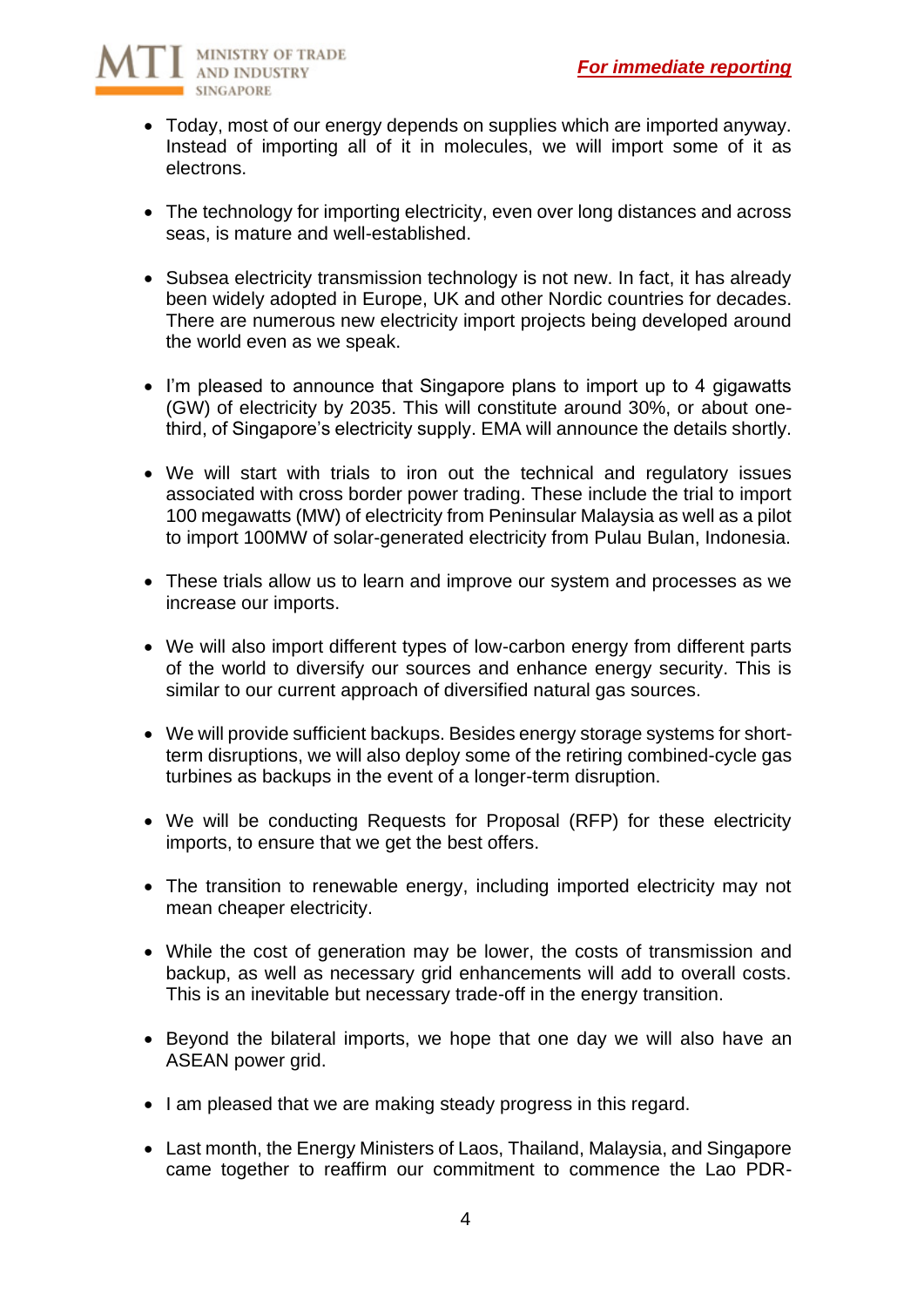- Today, most of our energy depends on supplies which are imported anyway. Instead of importing all of it in molecules, we will import some of it as electrons.

- The technology for importing electricity, even over long distances and across seas, is mature and well-established.

- Subsea electricity transmission technology is not new. In fact, it has already been widely adopted in Europe, UK and other Nordic countries for decades. There are numerous new electricity import projects being developed around the world even as we speak.

- I'm pleased to announce that Singapore plans to import up to 4 gigawatts (GW) of electricity by 2035. This will constitute around 30%, or about one-third, of Singapore's electricity supply. EMA will announce the details shortly.

- We will start with trials to iron out the technical and regulatory issues associated with cross border power trading. These include the trial to import 100 megawatts (MW) of electricity from Peninsular Malaysia as well as a pilot to import 100MW of solar-generated electricity from Pulau Bulan, Indonesia.

- These trials allow us to learn and improve our system and processes as we increase our imports.

- We will also import different types of low-carbon energy from different parts of the world to diversify our sources and enhance energy security. This is similar to our current approach of diversified natural gas sources.

- We will provide sufficient backups. Besides energy storage systems for short-term disruptions, we will also deploy some of the retiring combined-cycle gas turbines as backups in the event of a longer-term disruption.

- We will be conducting Requests for Proposal (RFP) for these electricity imports, to ensure that we get the best offers.

- The transition to renewable energy, including imported electricity may not mean cheaper electricity.

- While the cost of generation may be lower, the costs of transmission and backup, as well as necessary grid enhancements will add to overall costs. This is an inevitable but necessary trade-off in the energy transition.

- Beyond the bilateral imports, we hope that one day we will also have an ASEAN power grid.

- I am pleased that we are making steady progress in this regard.

- Last month, the Energy Ministers of Laos, Thailand, Malaysia, and Singapore came together to reaffirm our commitment to commence the Lao PDR-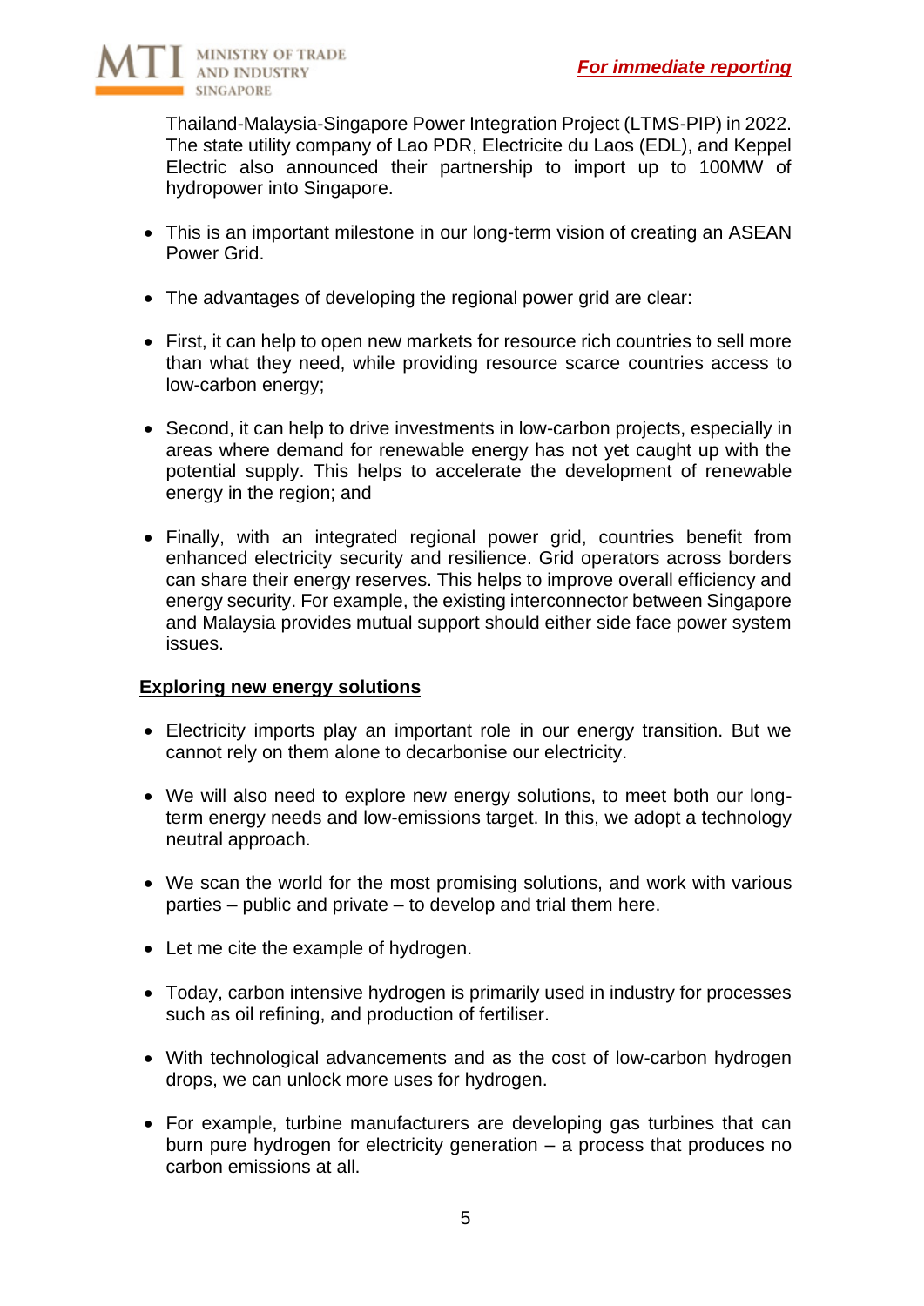Thailand-Malaysia-Singapore Power Integration Project (LTMS-PIP) in 2022. The state utility company of Lao PDR, Electricite du Laos (EDL), and Keppel Electric also announced their partnership to import up to 100MW of hydropower into Singapore.

- This is an important milestone in our long-term vision of creating an ASEAN Power Grid.

- The advantages of developing the regional power grid are clear:

- First, it can help to open new markets for resource rich countries to sell more than what they need, while providing resource scarce countries access to low-carbon energy;

- Second, it can help to drive investments in low-carbon projects, especially in areas where demand for renewable energy has not yet caught up with the potential supply. This helps to accelerate the development of renewable energy in the region; and

- Finally, with an integrated regional power grid, countries benefit from enhanced electricity security and resilience. Grid operators across borders can share their energy reserves. This helps to improve overall efficiency and energy security. For example, the existing interconnector between Singapore and Malaysia provides mutual support should either side face power system issues.

**Exploring new energy solutions**

- Electricity imports play an important role in our energy transition. But we cannot rely on them alone to decarbonise our electricity.

- We will also need to explore new energy solutions, to meet both our long-term energy needs and low-emissions target. In this, we adopt a technology neutral approach.

- We scan the world for the most promising solutions, and work with various parties – public and private – to develop and trial them here.

- Let me cite the example of hydrogen.

- Today, carbon intensive hydrogen is primarily used in industry for processes such as oil refining, and production of fertiliser.

- With technological advancements and as the cost of low-carbon hydrogen drops, we can unlock more uses for hydrogen.

- For example, turbine manufacturers are developing gas turbines that can burn pure hydrogen for electricity generation – a process that produces no carbon emissions at all.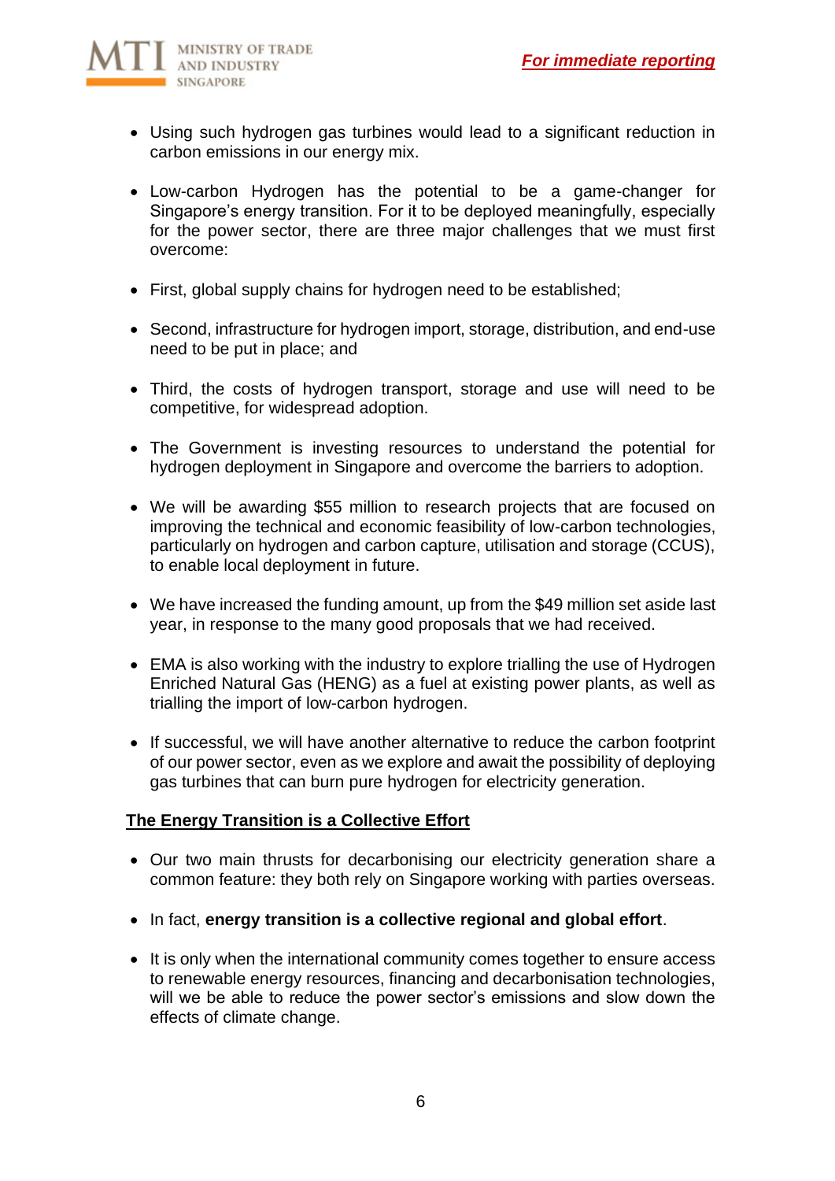- Using such hydrogen gas turbines would lead to a significant reduction in carbon emissions in our energy mix.

- Low-carbon Hydrogen has the potential to be a game-changer for Singapore's energy transition. For it to be deployed meaningfully, especially for the power sector, there are three major challenges that we must first overcome:

- First, global supply chains for hydrogen need to be established;

- Second, infrastructure for hydrogen import, storage, distribution, and end-use need to be put in place; and

- Third, the costs of hydrogen transport, storage and use will need to be competitive, for widespread adoption.

- The Government is investing resources to understand the potential for hydrogen deployment in Singapore and overcome the barriers to adoption.

- We will be awarding $55 million to research projects that are focused on improving the technical and economic feasibility of low-carbon technologies, particularly on hydrogen and carbon capture, utilisation and storage (CCUS), to enable local deployment in future.

- We have increased the funding amount, up from the $49 million set aside last year, in response to the many good proposals that we had received.

- EMA is also working with the industry to explore trialling the use of Hydrogen Enriched Natural Gas (HENG) as a fuel at existing power plants, as well as trialling the import of low-carbon hydrogen.

- If successful, we will have another alternative to reduce the carbon footprint of our power sector, even as we explore and await the possibility of deploying gas turbines that can burn pure hydrogen for electricity generation.

## The Energy Transition is a Collective Effort

- Our two main thrusts for decarbonising our electricity generation share a common feature: they both rely on Singapore working with parties overseas.

- In fact, **energy transition is a collective regional and global effort**.

- It is only when the international community comes together to ensure access to renewable energy resources, financing and decarbonisation technologies, will we be able to reduce the power sector's emissions and slow down the effects of climate change.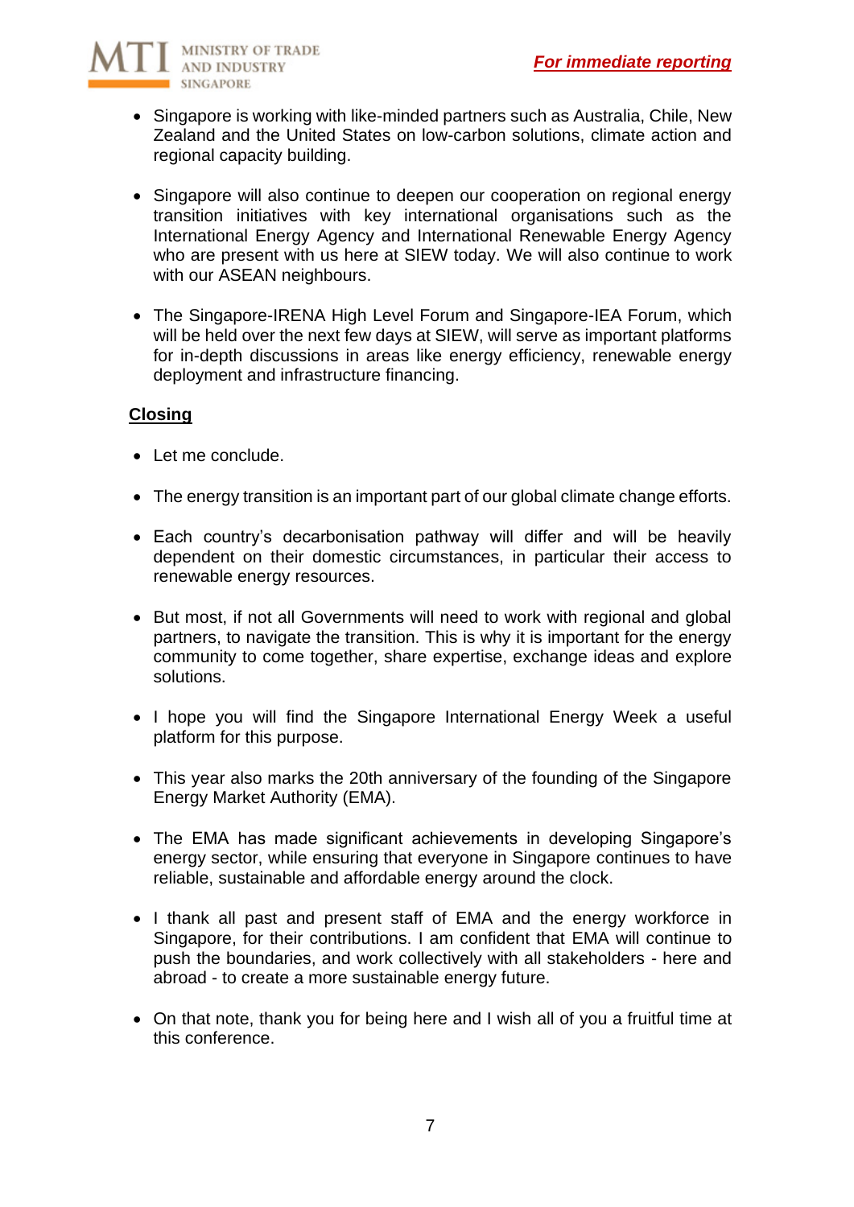- Singapore is working with like-minded partners such as Australia, Chile, New Zealand and the United States on low-carbon solutions, climate action and regional capacity building.

- Singapore will also continue to deepen our cooperation on regional energy transition initiatives with key international organisations such as the International Energy Agency and International Renewable Energy Agency who are present with us here at SIEW today. We will also continue to work with our ASEAN neighbours.

- The Singapore-IRENA High Level Forum and Singapore-IEA Forum, which will be held over the next few days at SIEW, will serve as important platforms for in-depth discussions in areas like energy efficiency, renewable energy deployment and infrastructure financing.

**Closing**

- Let me conclude.

- The energy transition is an important part of our global climate change efforts.

- Each country's decarbonisation pathway will differ and will be heavily dependent on their domestic circumstances, in particular their access to renewable energy resources.

- But most, if not all Governments will need to work with regional and global partners, to navigate the transition. This is why it is important for the energy community to come together, share expertise, exchange ideas and explore solutions.

- I hope you will find the Singapore International Energy Week a useful platform for this purpose.

- This year also marks the 20th anniversary of the founding of the Singapore Energy Market Authority (EMA).

- The EMA has made significant achievements in developing Singapore's energy sector, while ensuring that everyone in Singapore continues to have reliable, sustainable and affordable energy around the clock.

- I thank all past and present staff of EMA and the energy workforce in Singapore, for their contributions. I am confident that EMA will continue to push the boundaries, and work collectively with all stakeholders - here and abroad - to create a more sustainable energy future.

- On that note, thank you for being here and I wish all of you a fruitful time at this conference.